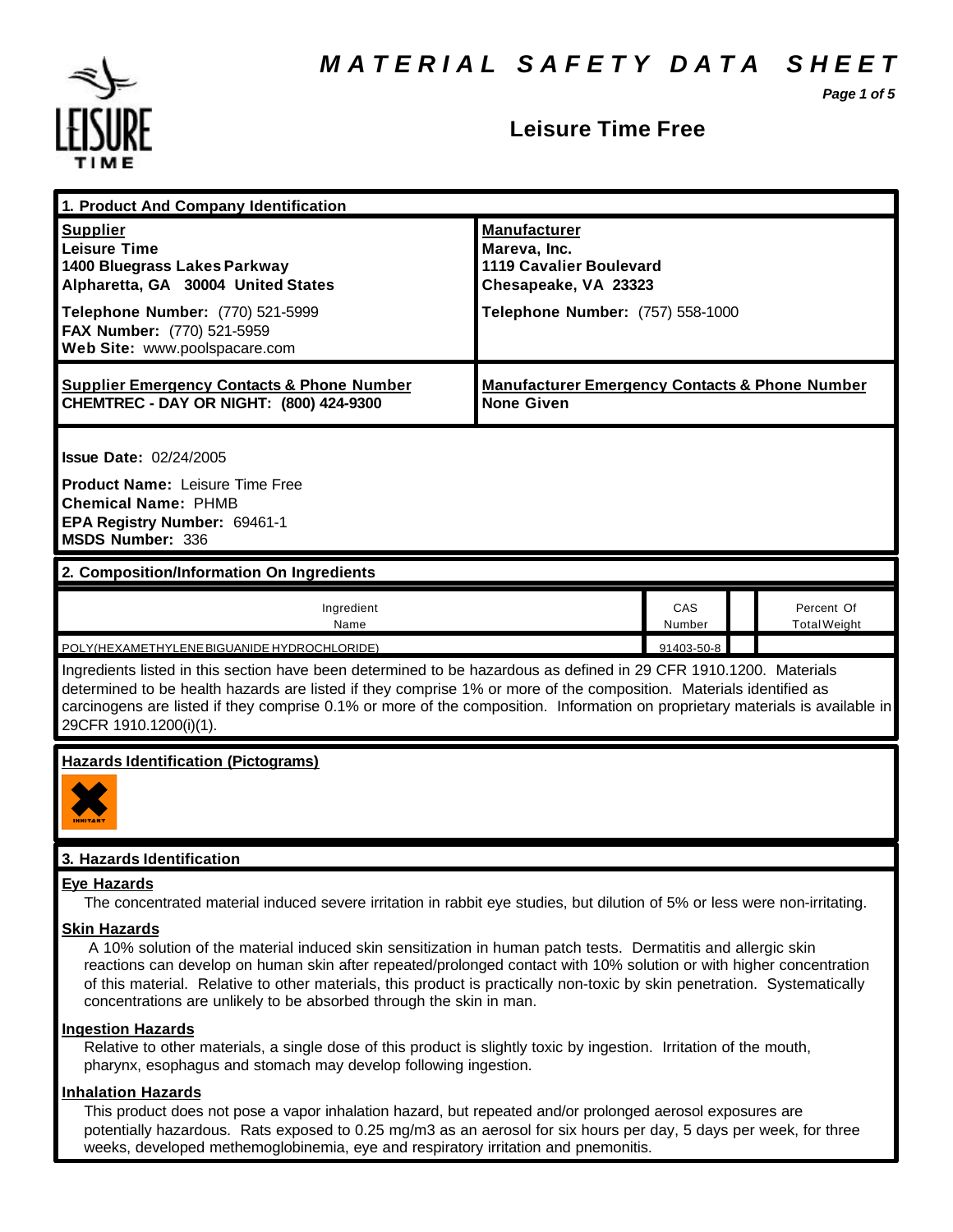# MATERIAL SAFETY DATA SHEET

## Leisure Time Free

### 1. Product And Company Identification

| Supplier | Manufacturer |
|---|---|
| **Leisure Time**<br>**1400 Bluegrass Lakes Parkway**<br>**Alpharetta, GA 30004 United States**<br>**Telephone Number:** (770) 521-5999<br>**FAX Number:** (770) 521-5959<br>**Web Site:** www.poolspacare.com | **Mareva, Inc.**<br>**1119 Cavalier Boulevard**<br>**Chesapeake, VA 23323**<br>**Telephone Number:** (757) 558-1000 |
| **Supplier Emergency Contacts & Phone Number**<br>**CHEMTREC - DAY OR NIGHT: (800) 424-9300** | **Manufacturer Emergency Contacts & Phone Number**<br>**None Given** |

**Issue Date:** 02/24/2005

**Product Name:** Leisure Time Free
**Chemical Name:** PHMB
**EPA Registry Number:** 69461-1
**MSDS Number:** 336

### 2. Composition/Information On Ingredients

| Ingredient Name | CAS Number | | Percent Of Total Weight |
|---|---|---|---|
| POLY(HEXAMETHYLENE BIGUANIDE HYDROCHLORIDE) | 91403-50-8 | | |

Ingredients listed in this section have been determined to be hazardous as defined in 29 CFR 1910.1200. Materials determined to be health hazards are listed if they comprise 1% or more of the composition. Materials identified as carcinogens are listed if they comprise 0.1% or more of the composition. Information on proprietary materials is available in 29CFR 1910.1200(i)(1).

### Hazards Identification (Pictograms)

IRRITANT

### 3. Hazards Identification

**Eye Hazards**

The concentrated material induced severe irritation in rabbit eye studies, but dilution of 5% or less were non-irritating.

**Skin Hazards**

A 10% solution of the material induced skin sensitization in human patch tests. Dermatitis and allergic skin reactions can develop on human skin after repeated/prolonged contact with 10% solution or with higher concentration of this material. Relative to other materials, this product is practically non-toxic by skin penetration. Systematically concentrations are unlikely to be absorbed through the skin in man.

**Ingestion Hazards**

Relative to other materials, a single dose of this product is slightly toxic by ingestion. Irritation of the mouth, pharynx, esophagus and stomach may develop following ingestion.

**Inhalation Hazards**

This product does not pose a vapor inhalation hazard, but repeated and/or prolonged aerosol exposures are potentially hazardous. Rats exposed to 0.25 mg/m3 as an aerosol for six hours per day, 5 days per week, for three weeks, developed methemoglobinemia, eye and respiratory irritation and pnemonitis.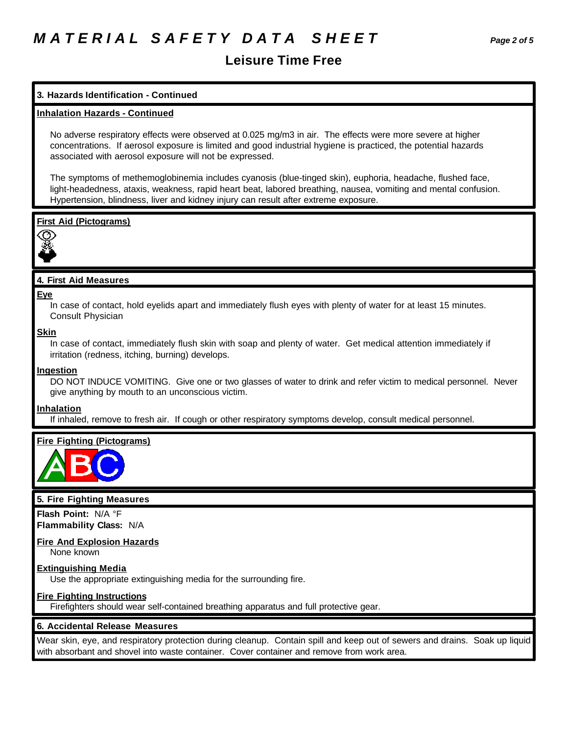## 3. Hazards Identification - Continued

**Inhalation Hazards - Continued**

No adverse respiratory effects were observed at 0.025 mg/m3 in air. The effects were more severe at higher concentrations. If aerosol exposure is limited and good industrial hygiene is practiced, the potential hazards associated with aerosol exposure will not be expressed.

The symptoms of methemoglobinemia includes cyanosis (blue-tinged skin), euphoria, headache, flushed face, light-headedness, ataxis, weakness, rapid heart beat, labored breathing, nausea, vomiting and mental confusion. Hypertension, blindness, liver and kidney injury can result after extreme exposure.

**First Aid (Pictograms)**

## 4. First Aid Measures

**Eye**

In case of contact, hold eyelids apart and immediately flush eyes with plenty of water for at least 15 minutes. Consult Physician

**Skin**

In case of contact, immediately flush skin with soap and plenty of water. Get medical attention immediately if irritation (redness, itching, burning) develops.

**Ingestion**

DO NOT INDUCE VOMITING. Give one or two glasses of water to drink and refer victim to medical personnel. Never give anything by mouth to an unconscious victim.

**Inhalation**

If inhaled, remove to fresh air. If cough or other respiratory symptoms develop, consult medical personnel.

**Fire Fighting (Pictograms)**

## 5. Fire Fighting Measures

**Flash Point:** N/A °F
**Flammability Class:** N/A

**Fire And Explosion Hazards**

None known

**Extinguishing Media**

Use the appropriate extinguishing media for the surrounding fire.

**Fire Fighting Instructions**

Firefighters should wear self-contained breathing apparatus and full protective gear.

## 6. Accidental Release Measures

Wear skin, eye, and respiratory protection during cleanup. Contain spill and keep out of sewers and drains. Soak up liquid with absorbant and shovel into waste container. Cover container and remove from work area.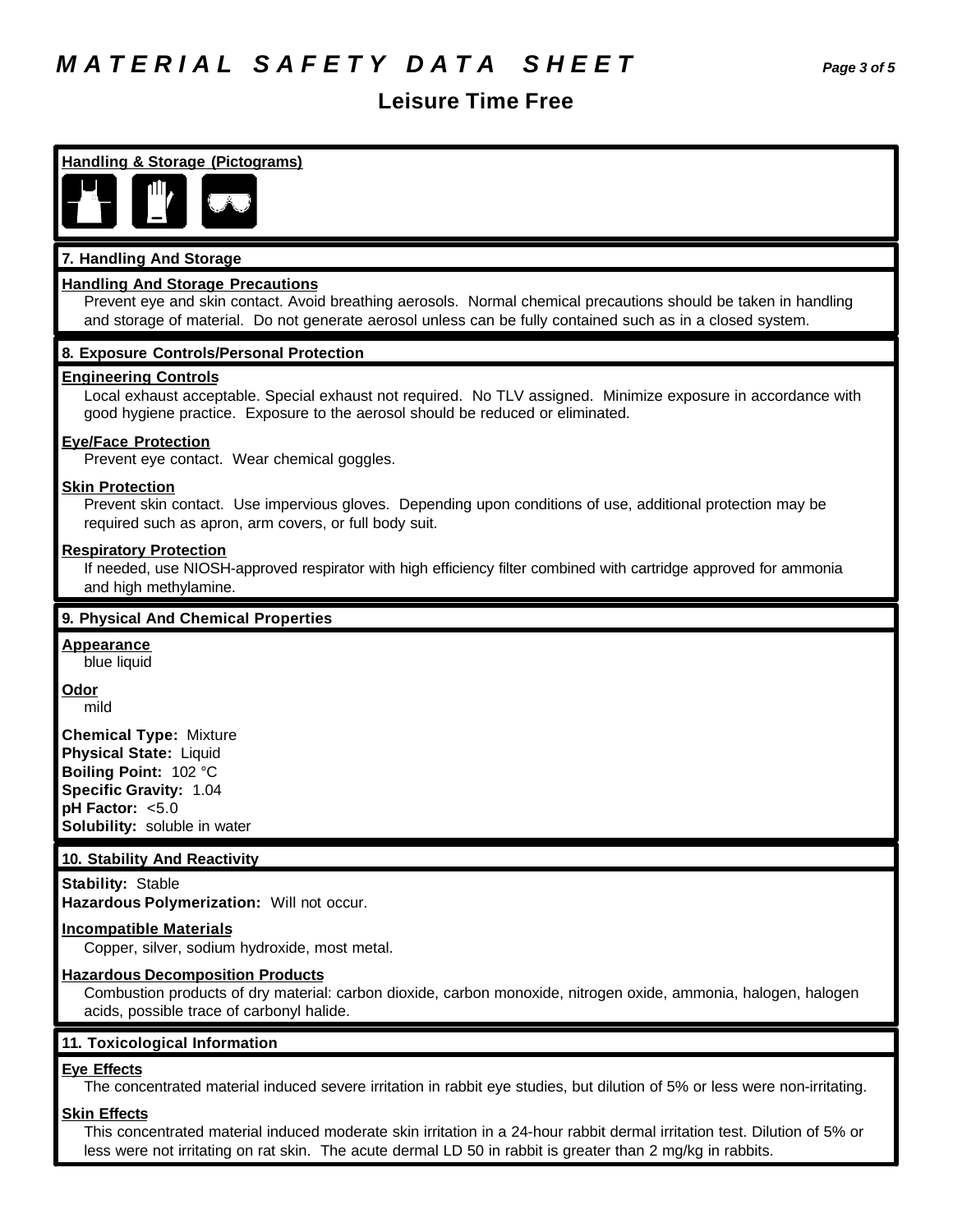# MATERIAL SAFETY DATA SHEET

## Leisure Time Free

**Handling & Storage (Pictograms)**

## 7. Handling And Storage

**Handling And Storage Precautions**

Prevent eye and skin contact. Avoid breathing aerosols. Normal chemical precautions should be taken in handling and storage of material. Do not generate aerosol unless can be fully contained such as in a closed system.

## 8. Exposure Controls/Personal Protection

**Engineering Controls**

Local exhaust acceptable. Special exhaust not required. No TLV assigned. Minimize exposure in accordance with good hygiene practice. Exposure to the aerosol should be reduced or eliminated.

**Eye/Face Protection**

Prevent eye contact. Wear chemical goggles.

**Skin Protection**

Prevent skin contact. Use impervious gloves. Depending upon conditions of use, additional protection may be required such as apron, arm covers, or full body suit.

**Respiratory Protection**

If needed, use NIOSH-approved respirator with high efficiency filter combined with cartridge approved for ammonia and high methylamine.

## 9. Physical And Chemical Properties

**Appearance**

blue liquid

**Odor**

mild

**Chemical Type:** Mixture
**Physical State:** Liquid
**Boiling Point:** 102 °C
**Specific Gravity:** 1.04
**pH Factor:** <5.0
**Solubility:** soluble in water

## 10. Stability And Reactivity

**Stability:** Stable
**Hazardous Polymerization:** Will not occur.

**Incompatible Materials**

Copper, silver, sodium hydroxide, most metal.

**Hazardous Decomposition Products**

Combustion products of dry material: carbon dioxide, carbon monoxide, nitrogen oxide, ammonia, halogen, halogen acids, possible trace of carbonyl halide.

## 11. Toxicological Information

**Eye Effects**

The concentrated material induced severe irritation in rabbit eye studies, but dilution of 5% or less were non-irritating.

**Skin Effects**

This concentrated material induced moderate skin irritation in a 24-hour rabbit dermal irritation test. Dilution of 5% or less were not irritating on rat skin. The acute dermal LD 50 in rabbit is greater than 2 mg/kg in rabbits.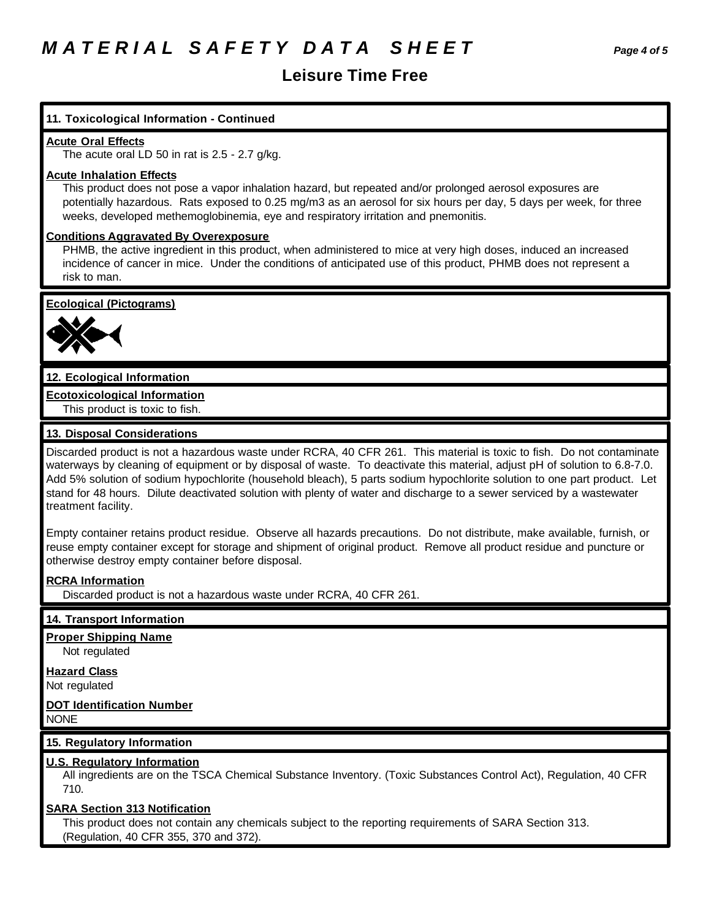## 11. Toxicological Information - Continued

**Acute Oral Effects**

The acute oral LD 50 in rat is 2.5 - 2.7 g/kg.

**Acute Inhalation Effects**

This product does not pose a vapor inhalation hazard, but repeated and/or prolonged aerosol exposures are potentially hazardous. Rats exposed to 0.25 mg/m3 as an aerosol for six hours per day, 5 days per week, for three weeks, developed methemoglobinemia, eye and respiratory irritation and pnemonitis.

**Conditions Aggravated By Overexposure**

PHMB, the active ingredient in this product, when administered to mice at very high doses, induced an increased incidence of cancer in mice. Under the conditions of anticipated use of this product, PHMB does not represent a risk to man.

**Ecological (Pictograms)**

## 12. Ecological Information

**Ecotoxicological Information**

This product is toxic to fish.

## 13. Disposal Considerations

Discarded product is not a hazardous waste under RCRA, 40 CFR 261. This material is toxic to fish. Do not contaminate waterways by cleaning of equipment or by disposal of waste. To deactivate this material, adjust pH of solution to 6.8-7.0. Add 5% solution of sodium hypochlorite (household bleach), 5 parts sodium hypochlorite solution to one part product. Let stand for 48 hours. Dilute deactivated solution with plenty of water and discharge to a sewer serviced by a wastewater treatment facility.

Empty container retains product residue. Observe all hazards precautions. Do not distribute, make available, furnish, or reuse empty container except for storage and shipment of original product. Remove all product residue and puncture or otherwise destroy empty container before disposal.

**RCRA Information**

Discarded product is not a hazardous waste under RCRA, 40 CFR 261.

## 14. Transport Information

**Proper Shipping Name**

Not regulated

**Hazard Class**

Not regulated

**DOT Identification Number**

NONE

## 15. Regulatory Information

**U.S. Regulatory Information**

All ingredients are on the TSCA Chemical Substance Inventory. (Toxic Substances Control Act), Regulation, 40 CFR 710.

**SARA Section 313 Notification**

This product does not contain any chemicals subject to the reporting requirements of SARA Section 313. (Regulation, 40 CFR 355, 370 and 372).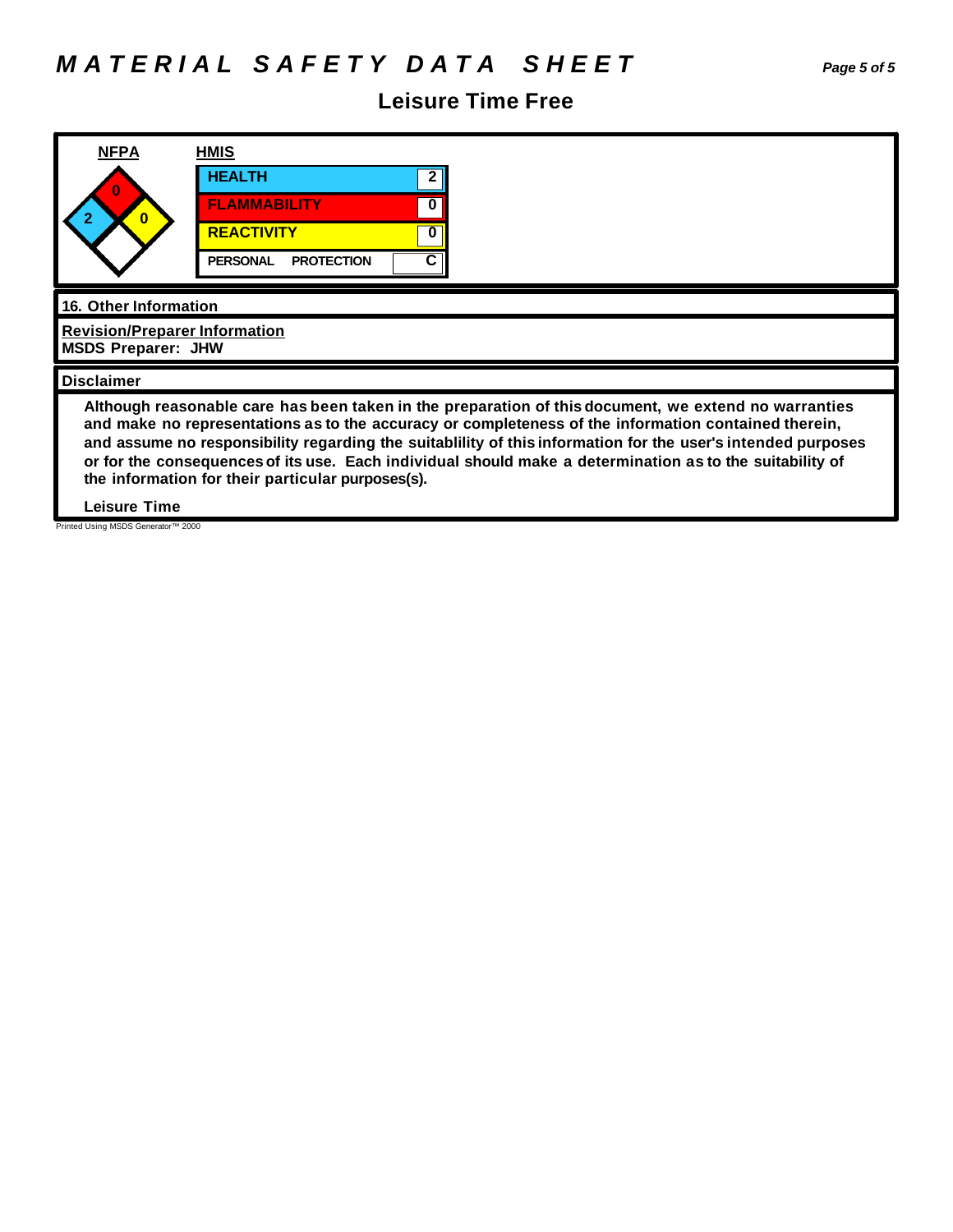# MATERIAL SAFETY DATA SHEET

## Leisure Time Free

**NFPA**

0
2 0

**HMIS**

| | |
|---|---|
| HEALTH | 2 |
| FLAMMABILITY | 0 |
| REACTIVITY | 0 |
| PERSONAL PROTECTION | C |

### 16. Other Information

**Revision/Preparer Information**

**MSDS Preparer: JHW**

### Disclaimer

**Although reasonable care has been taken in the preparation of this document, we extend no warranties and make no representations as to the accuracy or completeness of the information contained therein, and assume no responsibility regarding the suitablility of this information for the user's intended purposes or for the consequences of its use. Each individual should make a determination as to the suitability of the information for their particular purposes(s).**

**Leisure Time**

Printed Using MSDS Generator™ 2000